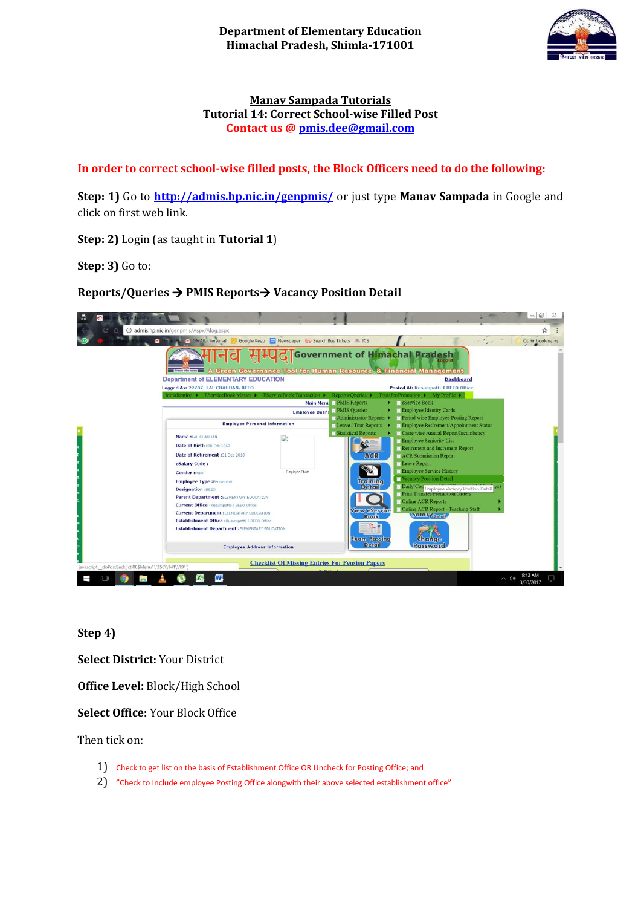**Department of Elementary Education**
**Himachal Pradesh, Shimla-171001**

# Manav Sampada Tutorials

## Tutorial 14: Correct School-wise Filled Post

**Contact us @ pmis.dee@gmail.com**

**In order to correct school-wise filled posts, the Block Officers need to do the following:**

**Step: 1)** Go to **http://admis.hp.nic.in/genpmis/** or just type **Manav Sampada** in Google and click on first web link.

**Step: 2)** Login (as taught in **Tutorial 1**)

**Step: 3)** Go to:

**Reports/Queries → PMIS Reports→ Vacancy Position Detail**

**Step 4)**

**Select District:** Your District

**Office Level:** Block/High School

**Select Office:** Your Block Office

Then tick on:

1) Check to get list on the basis of Establishment Office OR Uncheck for Posting Office; and
2) "Check to Include employee Posting Office alongwith their above selected establishment office"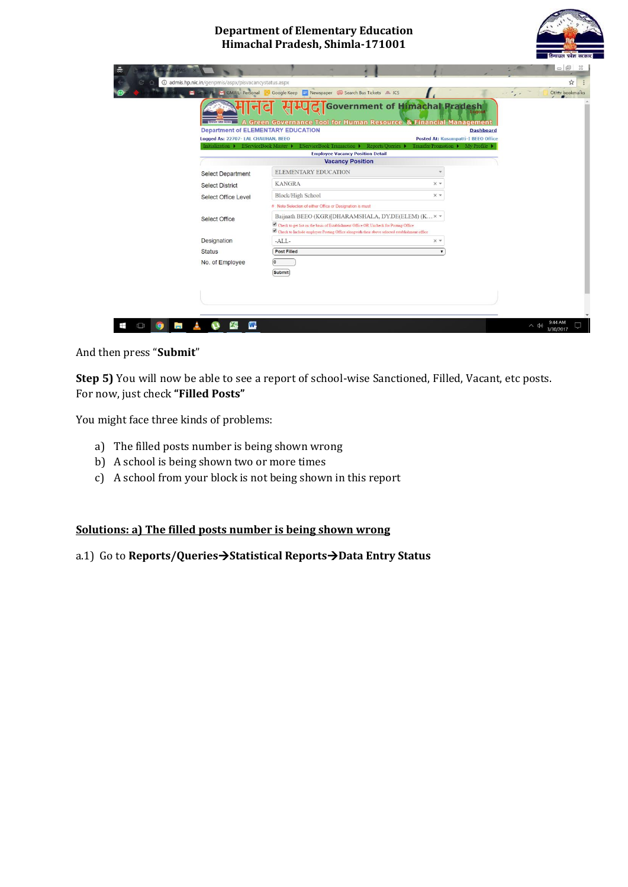And then press "**Submit**"

**Step 5)** You will now be able to see a report of school-wise Sanctioned, Filled, Vacant, etc posts. For now, just check **"Filled Posts"**

You might face three kinds of problems:

a) The filled posts number is being shown wrong
b) A school is being shown two or more times
c) A school from your block is not being shown in this report

**Solutions: a) The filled posts number is being shown wrong**

a.1) Go to **Reports/Queries→Statistical Reports→Data Entry Status**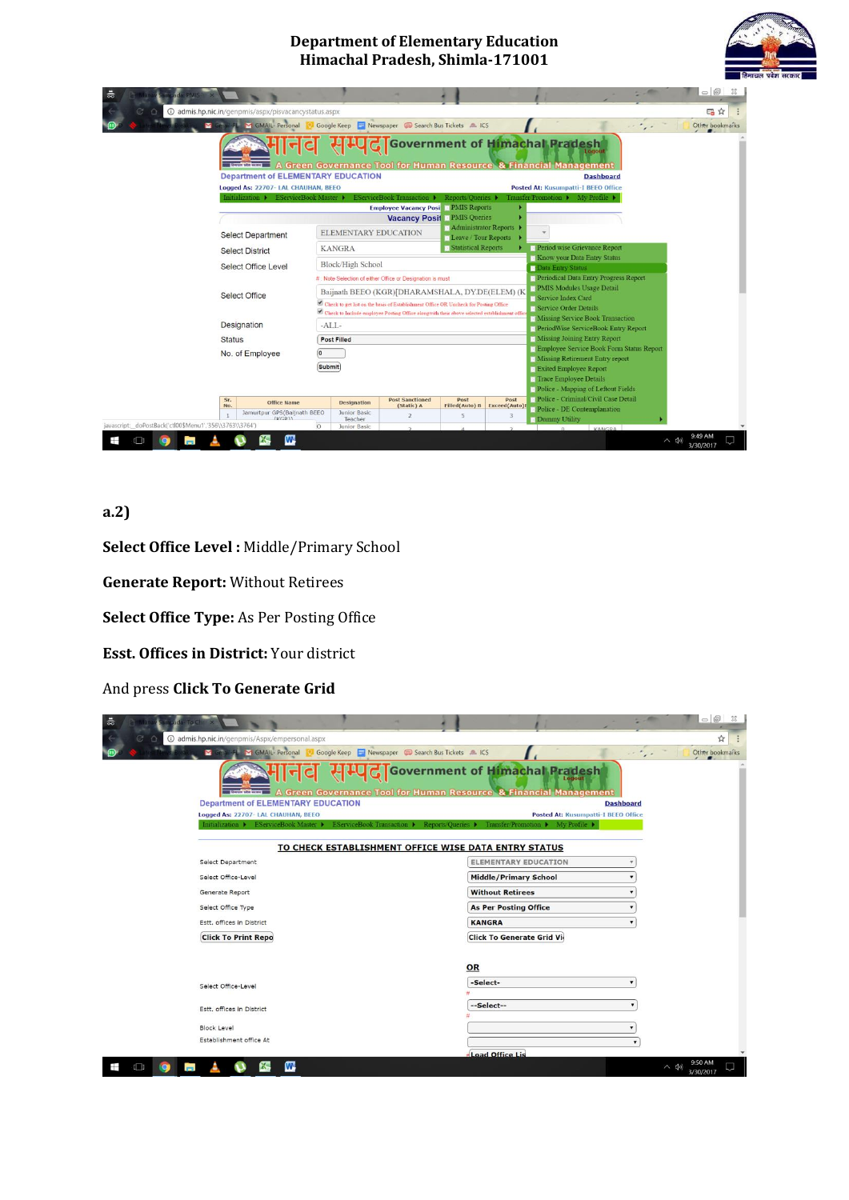**Department of Elementary Education**
**Himachal Pradesh, Shimla-171001**

**a.2)**

**Select Office Level :** Middle/Primary School

**Generate Report:** Without Retirees

**Select Office Type:** As Per Posting Office

**Esst. Offices in District:** Your district

And press **Click To Generate Grid**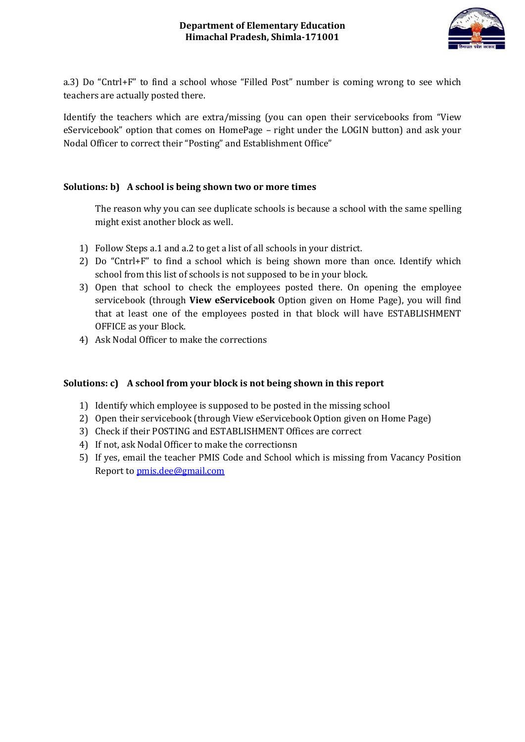a.3) Do "Cntrl+F" to find a school whose "Filled Post" number is coming wrong to see which teachers are actually posted there.

Identify the teachers which are extra/missing (you can open their servicebooks from "View eServicebook" option that comes on HomePage – right under the LOGIN button) and ask your Nodal Officer to correct their "Posting" and Establishment Office"

**Solutions: b) A school is being shown two or more times**

The reason why you can see duplicate schools is because a school with the same spelling might exist another block as well.

1) Follow Steps a.1 and a.2 to get a list of all schools in your district.
2) Do "Cntrl+F" to find a school which is being shown more than once. Identify which school from this list of schools is not supposed to be in your block.
3) Open that school to check the employees posted there. On opening the employee servicebook (through **View eServicebook** Option given on Home Page), you will find that at least one of the employees posted in that block will have ESTABLISHMENT OFFICE as your Block.
4) Ask Nodal Officer to make the corrections

**Solutions: c) A school from your block is not being shown in this report**

1) Identify which employee is supposed to be posted in the missing school
2) Open their servicebook (through View eServicebook Option given on Home Page)
3) Check if their POSTING and ESTABLISHMENT Offices are correct
4) If not, ask Nodal Officer to make the correctionsn
5) If yes, email the teacher PMIS Code and School which is missing from Vacancy Position Report to pmis.dee@gmail.com